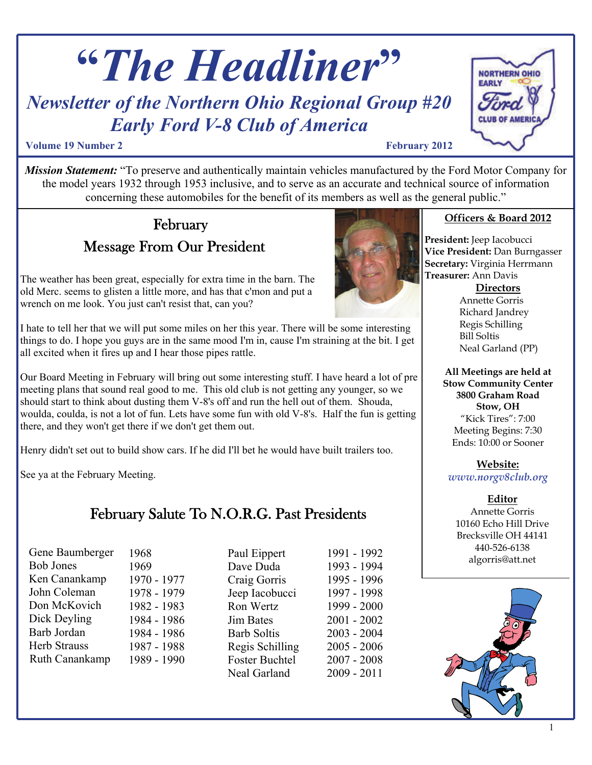# "The Headliner"

## Newsletter of the Northern Ohio Regional Group #20 Early Ford V-8 Club of America

**Volume 19 Number 2** **February 2012**

***Mission Statement:*** "To preserve and authentically maintain vehicles manufactured by the Ford Motor Company for the model years 1932 through 1953 inclusive, and to serve as an accurate and technical source of information concerning these automobiles for the benefit of its members as well as the general public."

## February Message From Our President

The weather has been great, especially for extra time in the barn. The old Merc. seems to glisten a little more, and has that c'mon and put a wrench on me look. You just can't resist that, can you?

I hate to tell her that we will put some miles on her this year. There will be some interesting things to do. I hope you guys are in the same mood I'm in, cause I'm straining at the bit. I get all excited when it fires up and I hear those pipes rattle.

Our Board Meeting in February will bring out some interesting stuff. I have heard a lot of pre meeting plans that sound real good to me. This old club is not getting any younger, so we should start to think about dusting them V-8's off and run the hell out of them. Shouda, woulda, coulda, is not a lot of fun. Lets have some fun with old V-8's. Half the fun is getting there, and they won't get there if we don't get them out.

Henry didn't set out to build show cars. If he did I'll bet he would have built trailers too.

See ya at the February Meeting.

## February Salute To N.O.R.G. Past Presidents

| | | | |
|---|---|---|---|
| Gene Baumberger | 1968 | Paul Eippert | 1991 - 1992 |
| Bob Jones | 1969 | Dave Duda | 1993 - 1994 |
| Ken Canankamp | 1970 - 1977 | Craig Gorris | 1995 - 1996 |
| John Coleman | 1978 - 1979 | Jeep Iacobucci | 1997 - 1998 |
| Don McKovich | 1982 - 1983 | Ron Wertz | 1999 - 2000 |
| Dick Deyling | 1984 - 1986 | Jim Bates | 2001 - 2002 |
| Barb Jordan | 1984 - 1986 | Barb Soltis | 2003 - 2004 |
| Herb Strauss | 1987 - 1988 | Regis Schilling | 2005 - 2006 |
| Ruth Canankamp | 1989 - 1990 | Foster Buchtel | 2007 - 2008 |
| | | Neal Garland | 2009 - 2011 |

### Officers & Board 2012

**President:** Jeep Iacobucci
**Vice President:** Dan Burngasser
**Secretary:** Virginia Herrmann
**Treasurer:** Ann Davis

**Directors**

Annette Gorris
Richard Jandrey
Regis Schilling
Bill Soltis
Neal Garland (PP)

**All Meetings are held at Stow Community Center 3800 Graham Road Stow, OH**

"Kick Tires": 7:00
Meeting Begins: 7:30
Ends: 10:00 or Sooner

**Website:**
*www.norgv8club.org*

**Editor**

Annette Gorris
10160 Echo Hill Drive
Brecksville OH 44141
440-526-6138
algorris@att.net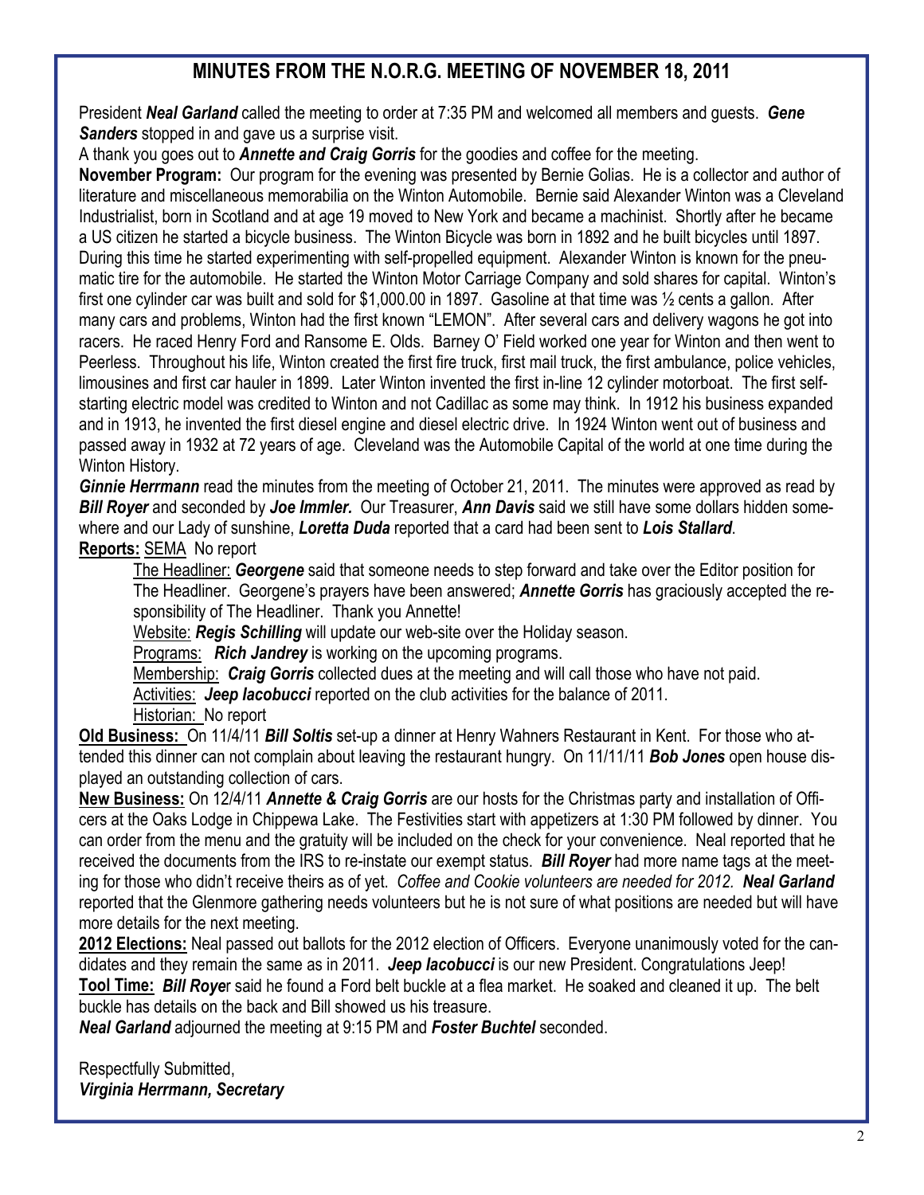## MINUTES FROM THE N.O.R.G. MEETING OF NOVEMBER 18, 2011

President ***Neal Garland*** called the meeting to order at 7:35 PM and welcomed all members and guests. ***Gene Sanders*** stopped in and gave us a surprise visit.

A thank you goes out to ***Annette and Craig Gorris*** for the goodies and coffee for the meeting.

**November Program:** Our program for the evening was presented by Bernie Golias. He is a collector and author of literature and miscellaneous memorabilia on the Winton Automobile. Bernie said Alexander Winton was a Cleveland Industrialist, born in Scotland and at age 19 moved to New York and became a machinist. Shortly after he became a US citizen he started a bicycle business. The Winton Bicycle was born in 1892 and he built bicycles until 1897. During this time he started experimenting with self-propelled equipment. Alexander Winton is known for the pneumatic tire for the automobile. He started the Winton Motor Carriage Company and sold shares for capital. Winton's first one cylinder car was built and sold for $1,000.00 in 1897. Gasoline at that time was ½ cents a gallon. After many cars and problems, Winton had the first known "LEMON". After several cars and delivery wagons he got into racers. He raced Henry Ford and Ransome E. Olds. Barney O' Field worked one year for Winton and then went to Peerless. Throughout his life, Winton created the first fire truck, first mail truck, the first ambulance, police vehicles, limousines and first car hauler in 1899. Later Winton invented the first in-line 12 cylinder motorboat. The first self-starting electric model was credited to Winton and not Cadillac as some may think. In 1912 his business expanded and in 1913, he invented the first diesel engine and diesel electric drive. In 1924 Winton went out of business and passed away in 1932 at 72 years of age. Cleveland was the Automobile Capital of the world at one time during the Winton History.

***Ginnie Herrmann*** read the minutes from the meeting of October 21, 2011. The minutes were approved as read by ***Bill Royer*** and seconded by ***Joe Immler.*** Our Treasurer, ***Ann Davis*** said we still have some dollars hidden somewhere and our Lady of sunshine, ***Loretta Duda*** reported that a card had been sent to ***Lois Stallard***.

**Reports:** SEMA No report

- The Headliner: ***Georgene*** said that someone needs to step forward and take over the Editor position for The Headliner. Georgene's prayers have been answered; ***Annette Gorris*** has graciously accepted the responsibility of The Headliner. Thank you Annette!
- Website: ***Regis Schilling*** will update our web-site over the Holiday season.
- Programs: ***Rich Jandrey*** is working on the upcoming programs.
- Membership: ***Craig Gorris*** collected dues at the meeting and will call those who have not paid.
- Activities: ***Jeep Iacobucci*** reported on the club activities for the balance of 2011.
- Historian: No report

**Old Business:** On 11/4/11 ***Bill Soltis*** set-up a dinner at Henry Wahners Restaurant in Kent. For those who attended this dinner can not complain about leaving the restaurant hungry. On 11/11/11 ***Bob Jones*** open house displayed an outstanding collection of cars.

**New Business:** On 12/4/11 ***Annette & Craig Gorris*** are our hosts for the Christmas party and installation of Officers at the Oaks Lodge in Chippewa Lake. The Festivities start with appetizers at 1:30 PM followed by dinner. You can order from the menu and the gratuity will be included on the check for your convenience. Neal reported that he received the documents from the IRS to re-instate our exempt status. ***Bill Royer*** had more name tags at the meeting for those who didn't receive theirs as of yet. *Coffee and Cookie volunteers are needed for 2012.* ***Neal Garland*** reported that the Glenmore gathering needs volunteers but he is not sure of what positions are needed but will have more details for the next meeting.

**2012 Elections:** Neal passed out ballots for the 2012 election of Officers. Everyone unanimously voted for the candidates and they remain the same as in 2011. ***Jeep Iacobucci*** is our new President. Congratulations Jeep!

**Tool Time:** ***Bill Roye***r said he found a Ford belt buckle at a flea market. He soaked and cleaned it up. The belt buckle has details on the back and Bill showed us his treasure.

***Neal Garland*** adjourned the meeting at 9:15 PM and ***Foster Buchtel*** seconded.

Respectfully Submitted,
***Virginia Herrmann, Secretary***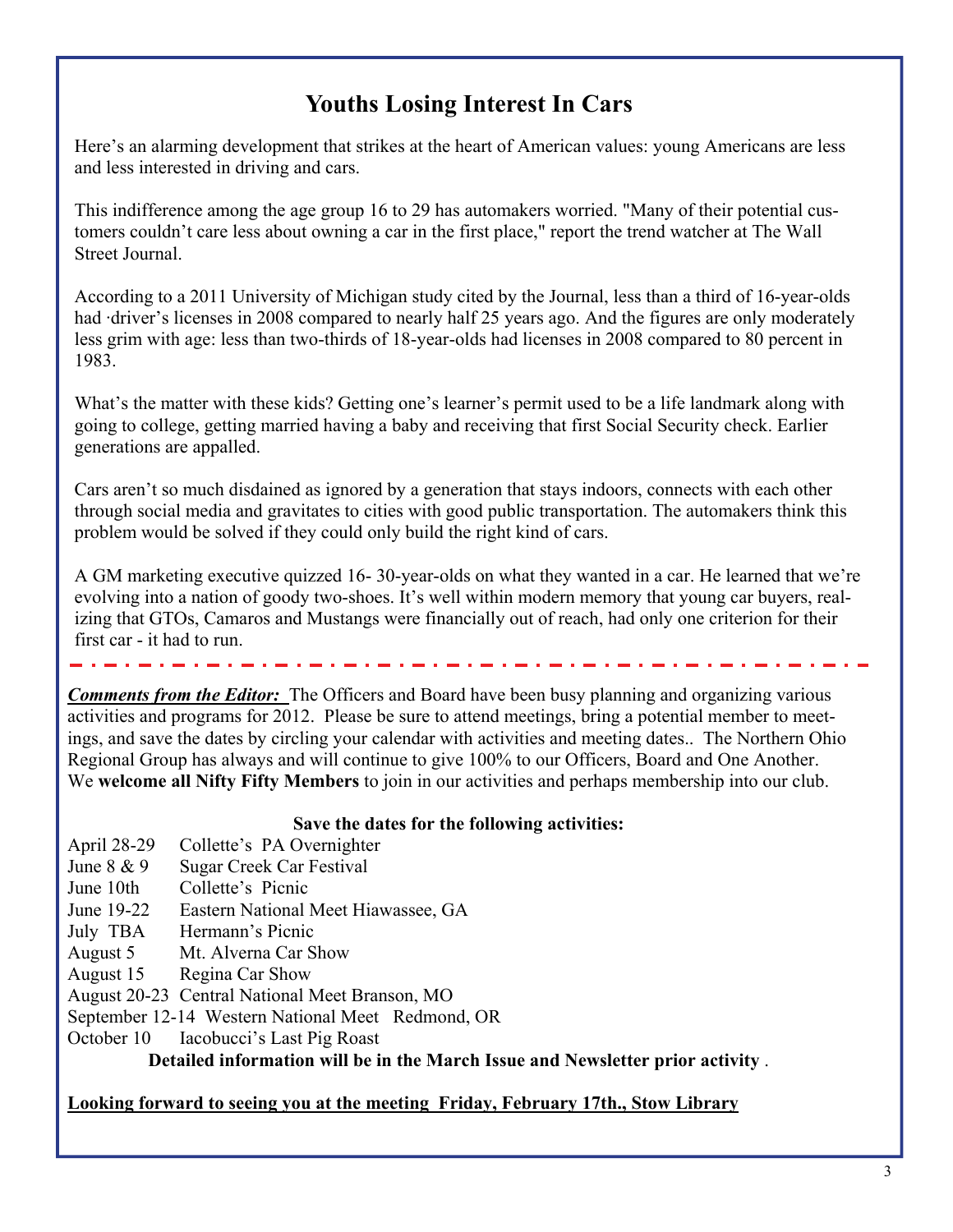## Youths Losing Interest In Cars

Here's an alarming development that strikes at the heart of American values: young Americans are less and less interested in driving and cars.

This indifference among the age group 16 to 29 has automakers worried. "Many of their potential customers couldn't care less about owning a car in the first place," report the trend watcher at The Wall Street Journal.

According to a 2011 University of Michigan study cited by the Journal, less than a third of 16-year-olds had ·driver's licenses in 2008 compared to nearly half 25 years ago. And the figures are only moderately less grim with age: less than two-thirds of 18-year-olds had licenses in 2008 compared to 80 percent in 1983.

What's the matter with these kids? Getting one's learner's permit used to be a life landmark along with going to college, getting married having a baby and receiving that first Social Security check. Earlier generations are appalled.

Cars aren't so much disdained as ignored by a generation that stays indoors, connects with each other through social media and gravitates to cities with good public transportation. The automakers think this problem would be solved if they could only build the right kind of cars.

A GM marketing executive quizzed 16- 30-year-olds on what they wanted in a car. He learned that we're evolving into a nation of goody two-shoes. It's well within modern memory that young car buyers, realizing that GTOs, Camaros and Mustangs were financially out of reach, had only one criterion for their first car - it had to run.

---

***Comments from the Editor:*** The Officers and Board have been busy planning and organizing various activities and programs for 2012. Please be sure to attend meetings, bring a potential member to meetings, and save the dates by circling your calendar with activities and meeting dates.. The Northern Ohio Regional Group has always and will continue to give 100% to our Officers, Board and One Another. We **welcome all Nifty Fifty Members** to join in our activities and perhaps membership into our club.

**Save the dates for the following activities:**

April 28-29 Collette's PA Overnighter
June 8 & 9 Sugar Creek Car Festival
June 10th Collette's Picnic
June 19-22 Eastern National Meet Hiawassee, GA
July TBA Hermann's Picnic
August 5 Mt. Alverna Car Show
August 15 Regina Car Show
August 20-23 Central National Meet Branson, MO
September 12-14 Western National Meet Redmond, OR
October 10 Iacobucci's Last Pig Roast

**Detailed information will be in the March Issue and Newsletter prior activity** .

**Looking forward to seeing you at the meeting Friday, February 17th., Stow Library**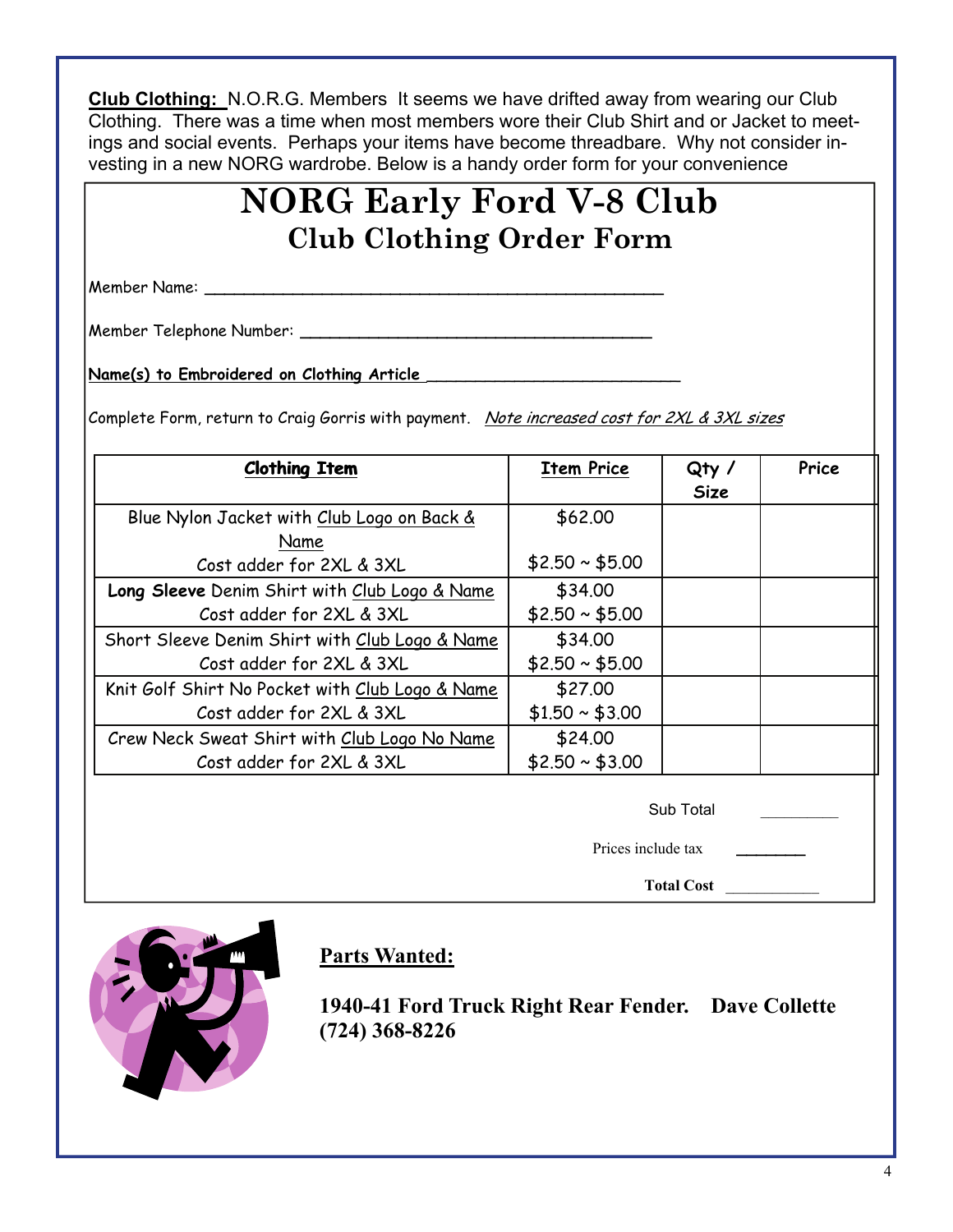**Club Clothing:** N.O.R.G. Members It seems we have drifted away from wearing our Club Clothing. There was a time when most members wore their Club Shirt and or Jacket to meetings and social events. Perhaps your items have become threadbare. Why not consider investing in a new NORG wardrobe. Below is a handy order form for your convenience

# NORG Early Ford V-8 Club

## Club Clothing Order Form

Member Name: ______________________________________________

Member Telephone Number: ___________________________________

**Name(s) to Embroidered on Clothing Article** _________________________

Complete Form, return to Craig Gorris with payment. *Note increased cost for 2XL & 3XL sizes*

| Clothing Item | Item Price | Qty / Size | Price |
|---|---|---|---|
| Blue Nylon Jacket with Club Logo on Back & Name<br>Cost adder for 2XL & 3XL | $62.00<br>$2.50 ~ $5.00 | | |
| **Long Sleeve** Denim Shirt with Club Logo & Name<br>Cost adder for 2XL & 3XL | $34.00<br>$2.50 ~ $5.00 | | |
| Short Sleeve Denim Shirt with Club Logo & Name<br>Cost adder for 2XL & 3XL | $34.00<br>$2.50 ~ $5.00 | | |
| Knit Golf Shirt No Pocket with Club Logo & Name<br>Cost adder for 2XL & 3XL | $27.00<br>$1.50 ~ $3.00 | | |
| Crew Neck Sweat Shirt with Club Logo No Name<br>Cost adder for 2XL & 3XL | $24.00<br>$2.50 ~ $3.00 | | |

Sub Total __________

Prices include tax ________

**Total Cost** ____________

## Parts Wanted:

**1940-41 Ford Truck Right Rear Fender. Dave Collette (724) 368-8226**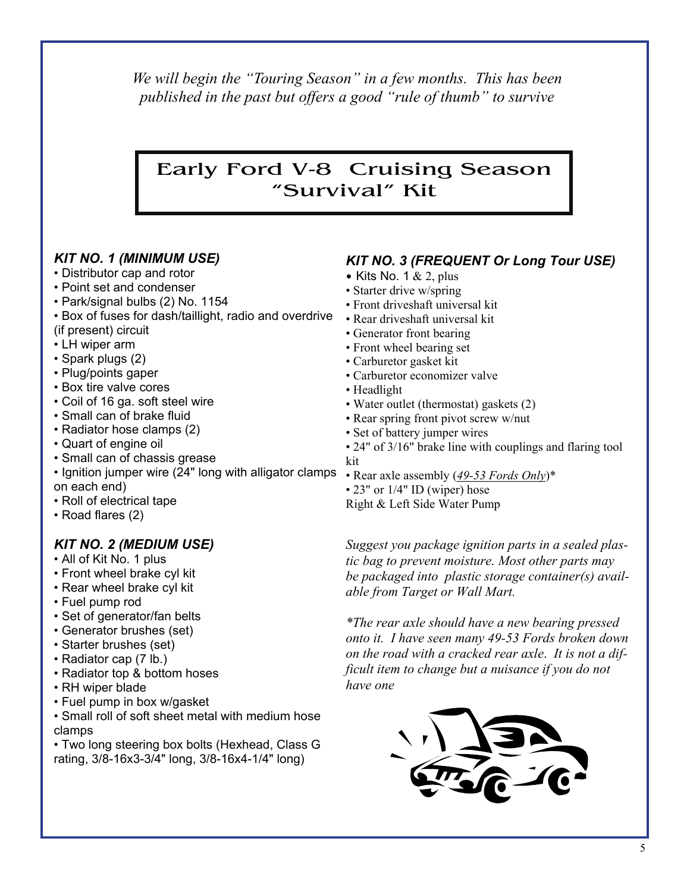*We will begin the "Touring Season" in a few months. This has been published in the past but offers a good "rule of thumb" to survive*

# Early Ford V-8 Cruising Season "Survival" Kit

### *KIT NO. 1 (MINIMUM USE)*

- Distributor cap and rotor
- Point set and condenser
- Park/signal bulbs (2) No. 1154
- Box of fuses for dash/taillight, radio and overdrive (if present) circuit
- LH wiper arm
- Spark plugs (2)
- Plug/points gaper
- Box tire valve cores
- Coil of 16 ga. soft steel wire
- Small can of brake fluid
- Radiator hose clamps (2)
- Quart of engine oil
- Small can of chassis grease
- Ignition jumper wire (24" long with alligator clamps on each end)
- Roll of electrical tape
- Road flares (2)

### *KIT NO. 2 (MEDIUM USE)*

- All of Kit No. 1 plus
- Front wheel brake cyl kit
- Rear wheel brake cyl kit
- Fuel pump rod
- Set of generator/fan belts
- Generator brushes (set)
- Starter brushes (set)
- Radiator cap (7 lb.)
- Radiator top & bottom hoses
- RH wiper blade
- Fuel pump in box w/gasket
- Small roll of soft sheet metal with medium hose clamps
- Two long steering box bolts (Hexhead, Class G rating, 3/8-16x3-3/4" long, 3/8-16x4-1/4" long)

### *KIT NO. 3 (FREQUENT Or Long Tour USE)*

- Kits No. 1 & 2, plus
- Starter drive w/spring
- Front driveshaft universal kit
- Rear driveshaft universal kit
- Generator front bearing
- Front wheel bearing set
- Carburetor gasket kit
- Carburetor economizer valve
- Headlight
- Water outlet (thermostat) gaskets (2)
- Rear spring front pivot screw w/nut
- Set of battery jumper wires
- 24" of 3/16" brake line with couplings and flaring tool kit
- Rear axle assembly (*49-53 Fords Only*)*
- 23" or 1/4" ID (wiper) hose

Right & Left Side Water Pump

*Suggest you package ignition parts in a sealed plastic bag to prevent moisture. Most other parts may be packaged into plastic storage container(s) available from Target or Wall Mart.*

*\*The rear axle should have a new bearing pressed onto it. I have seen many 49-53 Fords broken down on the road with a cracked rear axle. It is not a difficult item to change but a nuisance if you do not have one*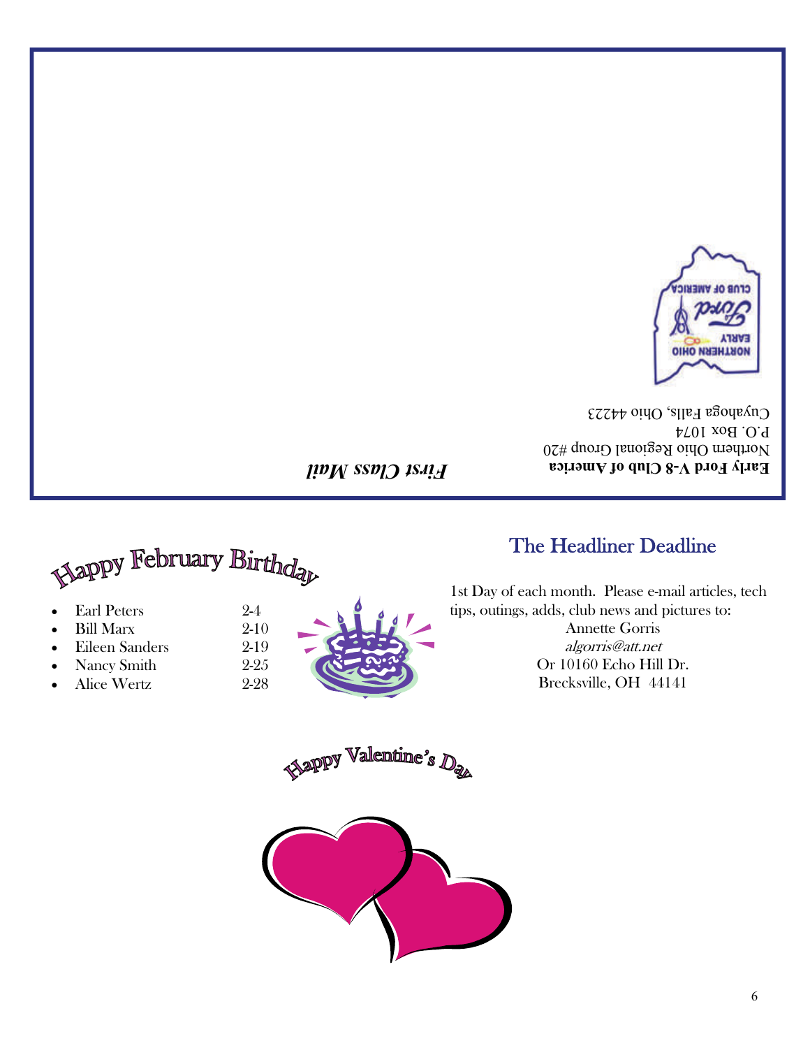**Early Ford V-8 Club of America**
Northern Ohio Regional Group #20
P.O. Box 1074
Cuyahoga Falls, Ohio 44223

***First Class Mail***

## The Headliner Deadline

1st Day of each month. Please e-mail articles, tech tips, outings, adds, club news and pictures to:

Annette Gorris
*algorris@att.net*
Or 10160 Echo Hill Dr.
Brecksville, OH 44141

## Happy February Birthday

- Earl Peters 2-4
- Bill Marx 2-10
- Eileen Sanders 2-19
- Nancy Smith 2-25
- Alice Wertz 2-28

## Happy Valentine's Day